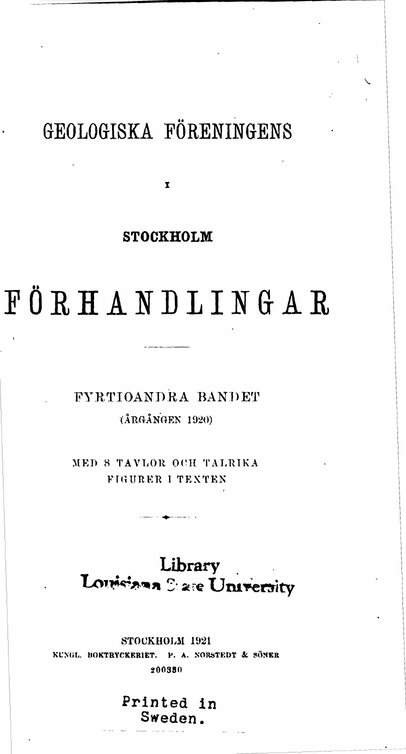# GEOLOGISKA FÖRENINGENS

I

**STOCKHOLM**

# FÖRHANDLINGAR

FYRTIOANDRA BANDET

(ÅRGÅNGEN 1920)

MED 8 TAVLOR OCH TALRIKA FIGURER I TEXTEN

**Library**
**Louisiana State University**

STOCKHOLM 1921
KUNGL. BOKTRYCKERIET. P. A. NORSTEDT & SÖNER
200380

Printed in
Sweden.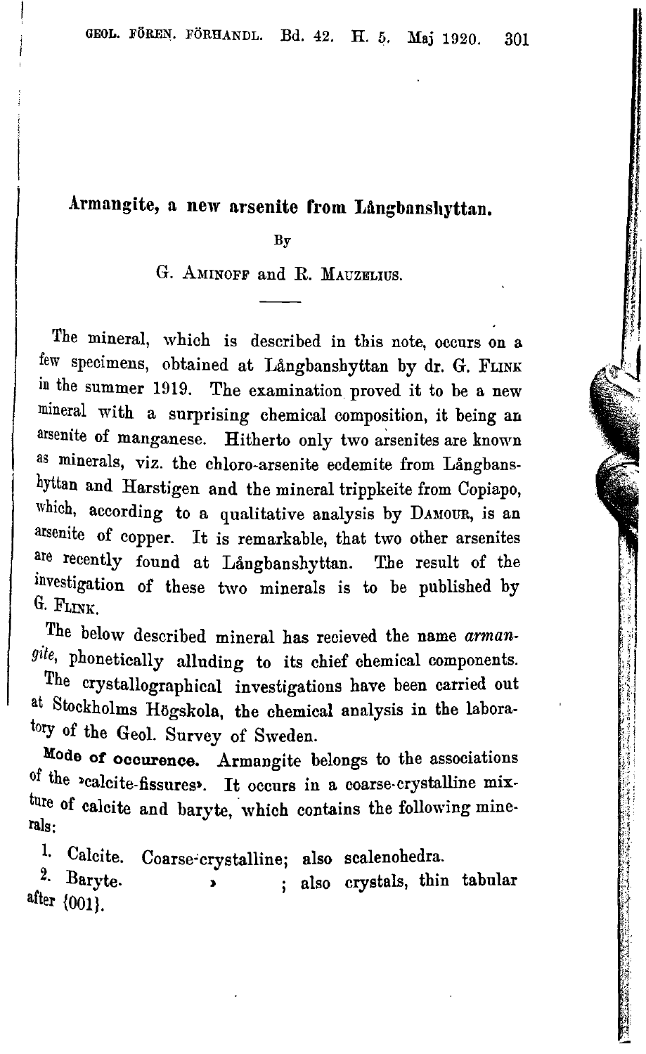# Armangite, a new arsenite from Långbanshyttan.

By

G. Aminoff and R. Mauzelius.

---

The mineral, which is described in this note, occurs on a few specimens, obtained at Långbanshyttan by dr. G. Flink in the summer 1919. The examination proved it to be a new mineral with a surprising chemical composition, it being an arsenite of manganese. Hitherto only two arsenites are known as minerals, viz. the chloro-arsenite ecdemite from Långbanshyttan and Harstigen and the mineral trippkeite from Copiapo, which, according to a qualitative analysis by Damour, is an arsenite of copper. It is remarkable, that two other arsenites are recently found at Långbanshyttan. The result of the investigation of these two minerals is to be published by G. Flink.

The below described mineral has recieved the name *armangite*, phonetically alluding to its chief chemical components.

The crystallographical investigations have been carried out at Stockholms Högskola, the chemical analysis in the laboratory of the Geol. Survey of Sweden.

**Mode of occurence.** Armangite belongs to the associations of the »calcite-fissures». It occurs in a coarse-crystalline mixture of calcite and baryte, which contains the following minerals:

1. Calcite. Coarse-crystalline; also scalenohedra.
2. Baryte. » ; also crystals, thin tabular after {001}.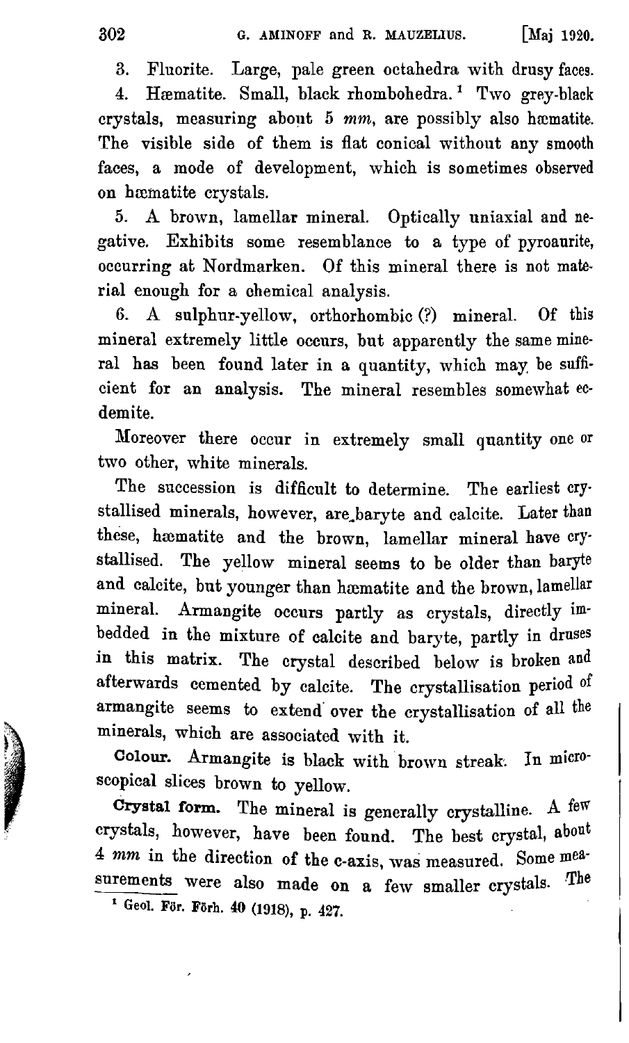3. Fluorite. Large, pale green octahedra with drusy faces.

4. Hæmatite. Small, black rhombohedra.[1] Two grey-black crystals, measuring about 5 *mm*, are possibly also hæmatite. The visible side of them is flat conical without any smooth faces, a mode of development, which is sometimes observed on hæmatite crystals.

5. A brown, lamellar mineral. Optically uniaxial and negative. Exhibits some resemblance to a type of pyroaurite, occurring at Nordmarken. Of this mineral there is not material enough for a chemical analysis.

6. A sulphur-yellow, orthorhombic (?) mineral. Of this mineral extremely little occurs, but apparently the same mineral has been found later in a quantity, which may be sufficient for an analysis. The mineral resembles somewhat ecdemite.

Moreover there occur in extremely small quantity one or two other, white minerals.

The succession is difficult to determine. The earliest crystallised minerals, however, are baryte and calcite. Later than these, hæmatite and the brown, lamellar mineral have crystallised. The yellow mineral seems to be older than baryte and calcite, but younger than hæmatite and the brown, lamellar mineral. Armangite occurs partly as crystals, directly imbedded in the mixture of calcite and baryte, partly in druses in this matrix. The crystal described below is broken and afterwards cemented by calcite. The crystallisation period of armangite seems to extend over the crystallisation of all the minerals, which are associated with it.

**Colour.** Armangite is black with brown streak. In microscopical slices brown to yellow.

**Crystal form.** The mineral is generally crystalline. A few crystals, however, have been found. The best crystal, about 4 *mm* in the direction of the c-axis, was measured. Some measurements were also made on a few smaller crystals. The

[1] Geol. För. Förh. 40 (1918), p. 427.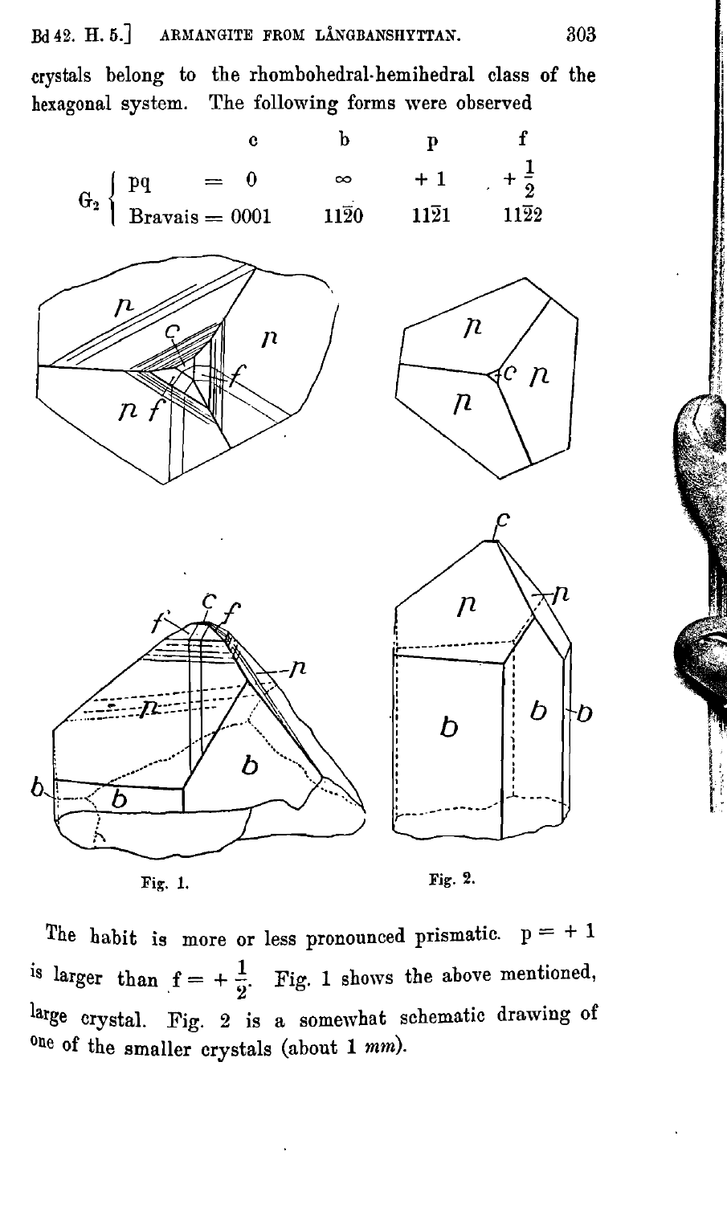crystals belong to the rhombohedral-hemihedral class of the hexagonal system. The following forms were observed

| | | c | b | p | f |
|---|---|---|---|---|---|
| $G_2$ | pq = | 0 | $\infty$ | + 1 | $+\frac{1}{2}$ |
| | Bravais = | 0001 | $11\bar{2}0$ | $11\bar{2}1$ | $11\bar{2}2$ |

Fig. 1.

Fig. 2.

The habit is more or less pronounced prismatic. p = + 1 is larger than $f = +\frac{1}{2}$. Fig. 1 shows the above mentioned, large crystal. Fig. 2 is a somewhat schematic drawing of one of the smaller crystals (about 1 *mm*).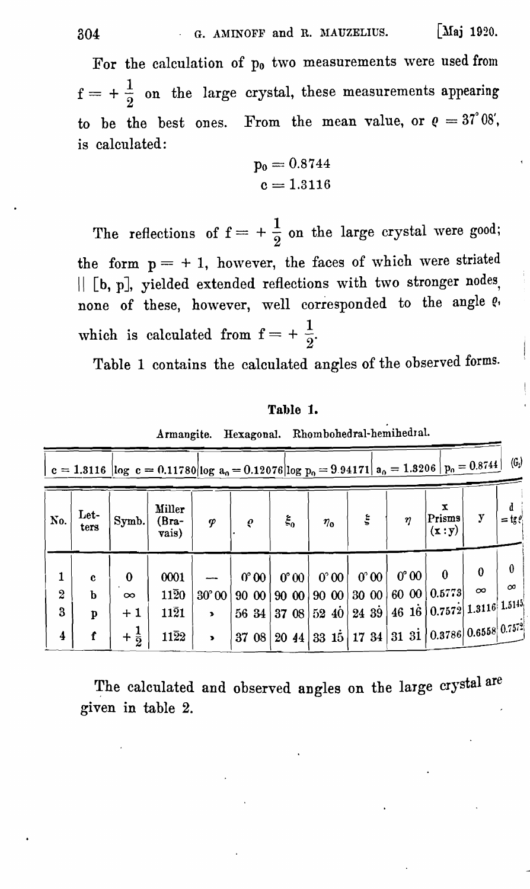For the calculation of $p_0$ two measurements were used from $f = +\frac{1}{2}$ on the large crystal, these measurements appearing to be the best ones. From the mean value, or $\varrho = 37° 08'$, is calculated:

$$p_0 = 0.8744$$
$$c = 1.3116$$

The reflections of $f = +\frac{1}{2}$ on the large crystal were good; the form $p = +1$, however, the faces of which were striated || [b, p], yielded extended reflections with two stronger nodes, none of these, however, well corresponded to the angle $\varrho$, which is calculated from $f = +\frac{1}{2}$.

Table 1 contains the calculated angles of the observed forms.

**Table 1.**

Armangite. Hexagonal. Rhombohedral-hemihedral.

| $c = 1.3116$ | $\log c = 0.11780$ | | $\log a_0 = 0.12076$ | | $\log p_0 = 9.94171$ | | $a_0 = 1.3206$ | | $p_0 = 0.8744$ | | | (G₂) |
|---|---|---|---|---|---|---|---|---|---|---|---|---|
| No. | Letters | Symb. | Miller (Bravais) | $\varphi$ | $\varrho$ | $\xi_0$ | $\eta_0$ | $\xi$ | $\eta$ | x Prisms (x : y) | y | d = tg $\varrho$ |
| 1 | c | 0 | 0001 | — | 0° 00 | 0° 00 | 0° 00 | 0° 00 | 0° 00 | 0 | 0 | 0 |
| 2 | b | ∞ | 11$\bar{2}$0 | 30° 00 | 90 00 | 90 00 | 90 00 | 30 00 | 60 00 | 0.5773 | ∞ | ∞ |
| 3 | p | +1 | 11$\bar{2}$1 | › | 56 34 | 37 08 | 52 40̇ | 24 39̇ | 46 16̇ | 0.7572̇ | 1.3116 | 1.5145 |
| 4 | f | $+\frac{1}{2}$ | 11$\bar{2}$2 | › | 37 08 | 20 44 | 33 15̇ | 17 34 | 31 31̇ | 0.3786 | 0.6558 | 0.7572 |

The calculated and observed angles on the large crystal are given in table 2.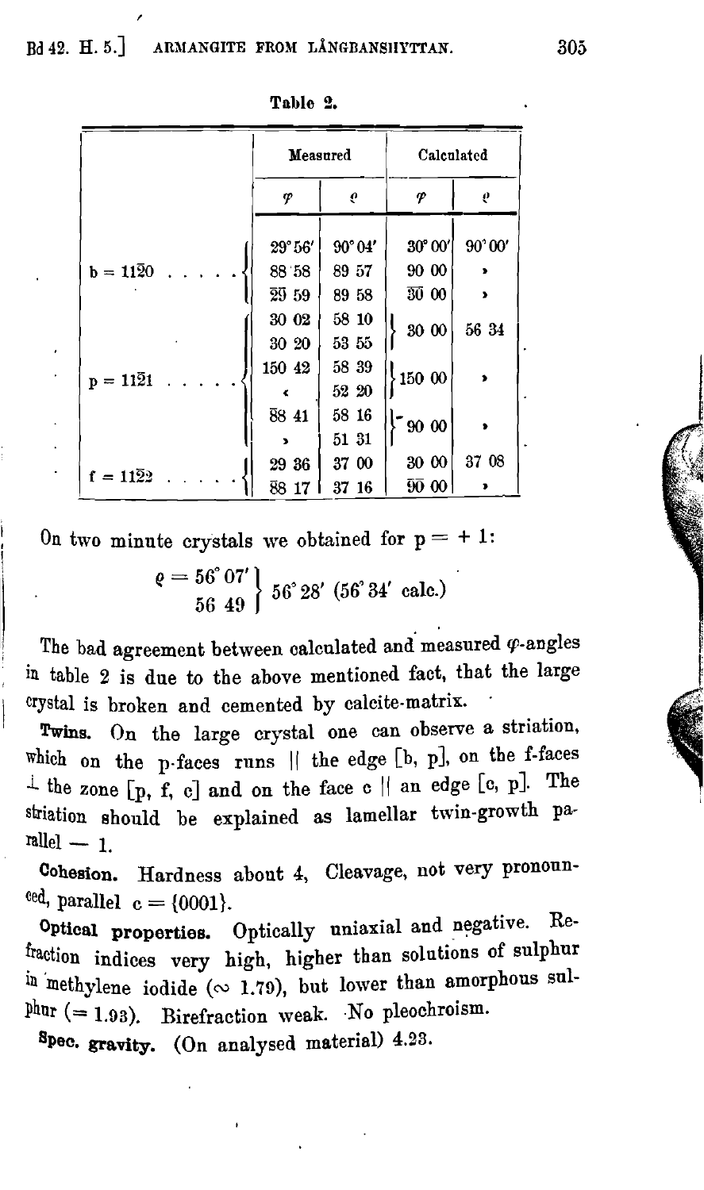Table 2.

| | Measured | | Calculated | |
|---|---|---|---|---|
| | $\varphi$ | $\varrho$ | $\varphi$ | $\varrho$ |
| $b = 11\bar{2}0$ | 29°56′ | 90°04′ | 30°00′ | 90°00′ |
| | 88 58 | 89 57 | 90 00 | » |
| | $\overline{29}$ 59 | 89 58 | $\overline{30}$ 00 | » |
| $p = 11\bar{2}1$ | 30 02 | 58 10 | 30 00 | 56 34 |
| | 30 20 | 53 55 | | |
| | 150 42 | 58 39 | 150 00 | » |
| | « | 52 20 | | |
| | $\overline{88}$ 41 | 58 16 | $\overline{90}$ 00 | » |
| | » | 51 31 | | |
| $f = 11\bar{2}2$ | 29 36 | 37 00 | 30 00 | 37 08 |
| | $\overline{88}$ 17 | 37 16 | $\overline{90}$ 00 | » |

On two minute crystals we obtained for $p = +1$:

$$\left.\begin{matrix} \varrho = 56^\circ 07' \\ 56\ 49 \end{matrix}\right\} 56^\circ 28' \ (56^\circ 34' \text{ calc.})$$

The bad agreement between calculated and measured $\varphi$-angles in table 2 is due to the above mentioned fact, that the large crystal is broken and cemented by calcite-matrix.

**Twins.** On the large crystal one can observe a striation, which on the p-faces runs || the edge [b, p], on the f-faces ⊥ the zone [p, f, c] and on the face c || an edge [c, p]. The striation should be explained as lamellar twin-growth parallel — 1.

**Cohesion.** Hardness about 4, Cleavage, not very pronounced, parallel c = {0001}.

**Optical properties.** Optically uniaxial and negative. Refraction indices very high, higher than solutions of sulphur in methylene iodide (∾ 1.79), but lower than amorphous sulphur (= 1.93). Birefraction weak. No pleochroism.

**Spec. gravity.** (On analysed material) 4.23.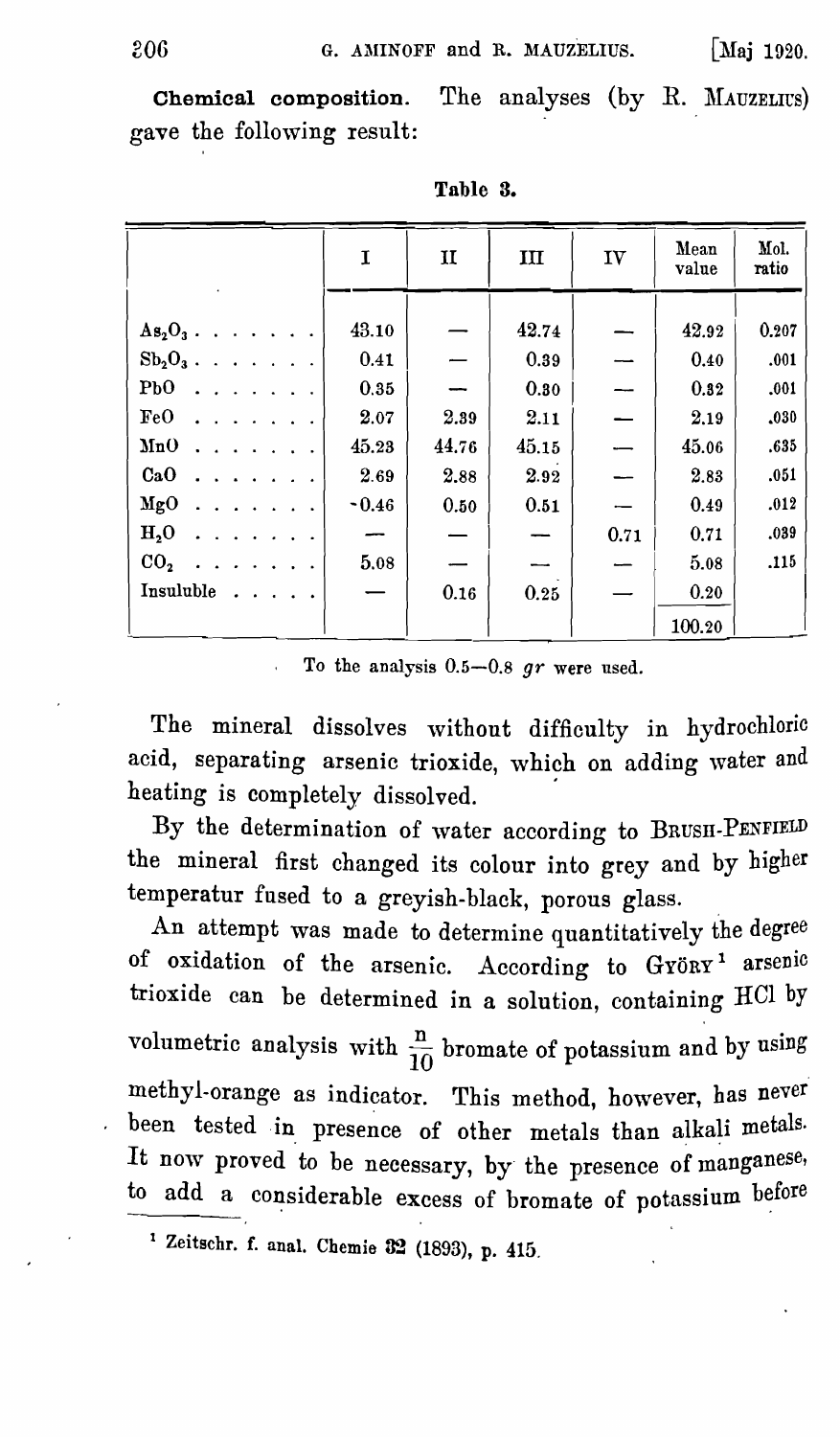**Chemical composition.** The analyses (by R. MAUZELIUS) gave the following result:

**Table 3.**

| | I | II | III | IV | Mean value | Mol. ratio |
|---|---|---|---|---|---|---|
| $As_2O_3$ | 43.10 | — | 42.74 | — | 42.92 | 0.207 |
| $Sb_2O_3$ | 0.41 | — | 0.39 | — | 0.40 | .001 |
| PbO | 0.35 | — | 0.30 | — | 0.32 | .001 |
| FeO | 2.07 | 2.39 | 2.11 | — | 2.19 | .030 |
| MnO | 45.23 | 44.76 | 45.15 | — | 45.06 | .635 |
| CaO | 2.69 | 2.88 | 2.92 | — | 2.83 | .051 |
| MgO | 0.46 | 0.50 | 0.51 | — | 0.49 | .012 |
| $H_2O$ | — | — | — | 0.71 | 0.71 | .039 |
| $CO_2$ | 5.08 | — | — | — | 5.08 | .115 |
| Insuluble | — | 0.16 | 0.25 | — | 0.20 | |
| | | | | | 100.20 | |

To the analysis 0.5—0.8 *gr* were used.

The mineral dissolves without difficulty in hydrochloric acid, separating arsenic trioxide, which on adding water and heating is completely dissolved.

By the determination of water according to BRUSH-PENFIELD the mineral first changed its colour into grey and by higher temperatur fused to a greyish-black, porous glass.

An attempt was made to determine quantitatively the degree of oxidation of the arsenic. According to GYÖRY[1] arsenic trioxide can be determined in a solution, containing HCl by volumetric analysis with $\frac{n}{10}$ bromate of potassium and by using methyl-orange as indicator. This method, however, has never been tested in presence of other metals than alkali metals. It now proved to be necessary, by the presence of manganese, to add a considerable excess of bromate of potassium before

[1] Zeitschr. f. anal. Chemie 32 (1893), p. 415.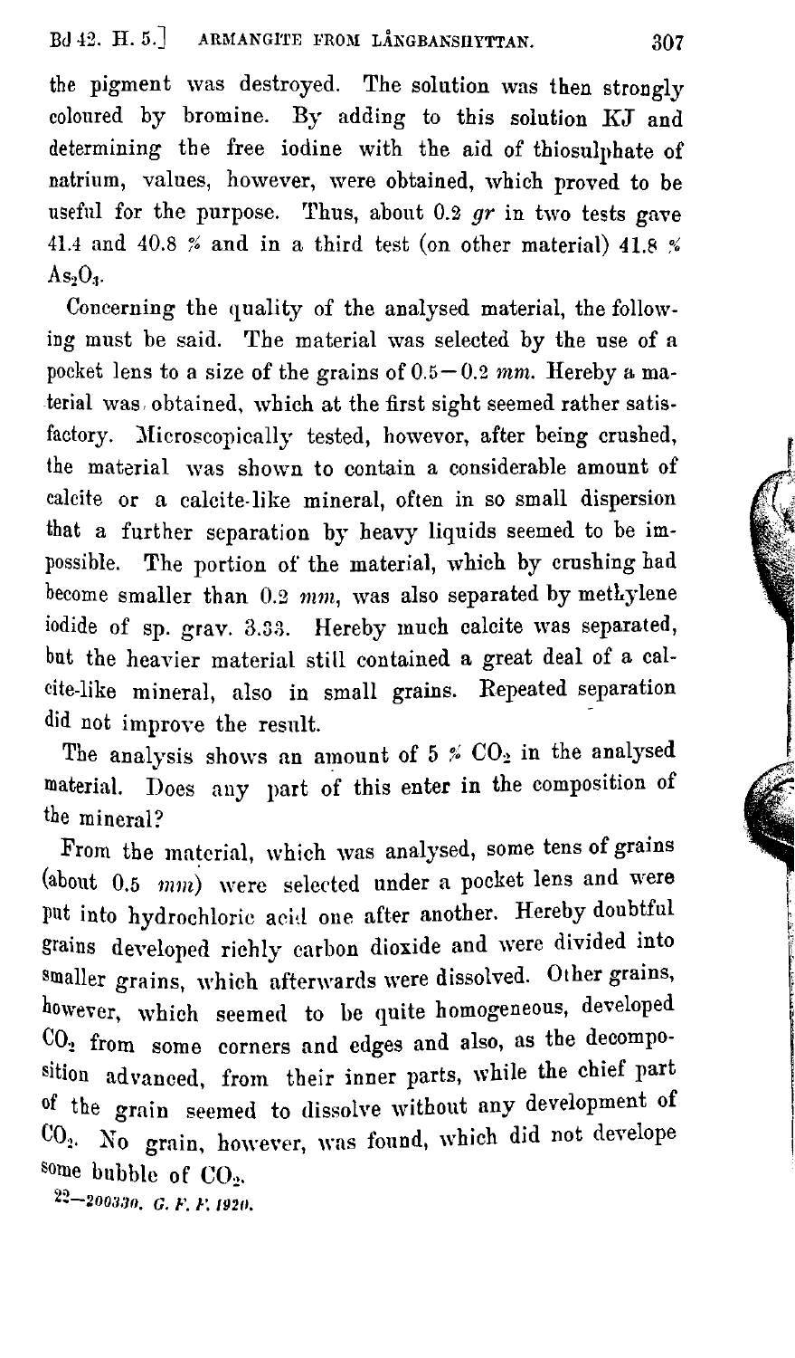the pigment was destroyed. The solution was then strongly coloured by bromine. By adding to this solution KJ and determining the free iodine with the aid of thiosulphate of natrium, values, however, were obtained, which proved to be useful for the purpose. Thus, about 0.2 *gr* in two tests gave 41.4 and 40.8 % and in a third test (on other material) 41.8 % $As_2O_3$.

Concerning the quality of the analysed material, the following must be said. The material was selected by the use of a pocket lens to a size of the grains of 0.5—0.2 *mm*. Hereby a material was obtained, which at the first sight seemed rather satisfactory. Microscopically tested, however, after being crushed, the material was shown to contain a considerable amount of calcite or a calcite-like mineral, often in so small dispersion that a further separation by heavy liquids seemed to be impossible. The portion of the material, which by crushing had become smaller than 0.2 *mm*, was also separated by methylene iodide of sp. grav. 3.33. Hereby much calcite was separated, but the heavier material still contained a great deal of a calcite-like mineral, also in small grains. Repeated separation did not improve the result.

The analysis shows an amount of 5 % $CO_2$ in the analysed material. Does any part of this enter in the composition of the mineral?

From the material, which was analysed, some tens of grains (about 0.5 *mm*) were selected under a pocket lens and were put into hydrochloric acid one after another. Hereby doubtful grains developed richly carbon dioxide and were divided into smaller grains, which afterwards were dissolved. Other grains, however, which seemed to be quite homogeneous, developed $CO_2$ from some corners and edges and also, as the decomposition advanced, from their inner parts, while the chief part of the grain seemed to dissolve without any development of $CO_2$. No grain, however, was found, which did not develope some bubble of $CO_2$.

22—200330. G. F. F. 1920.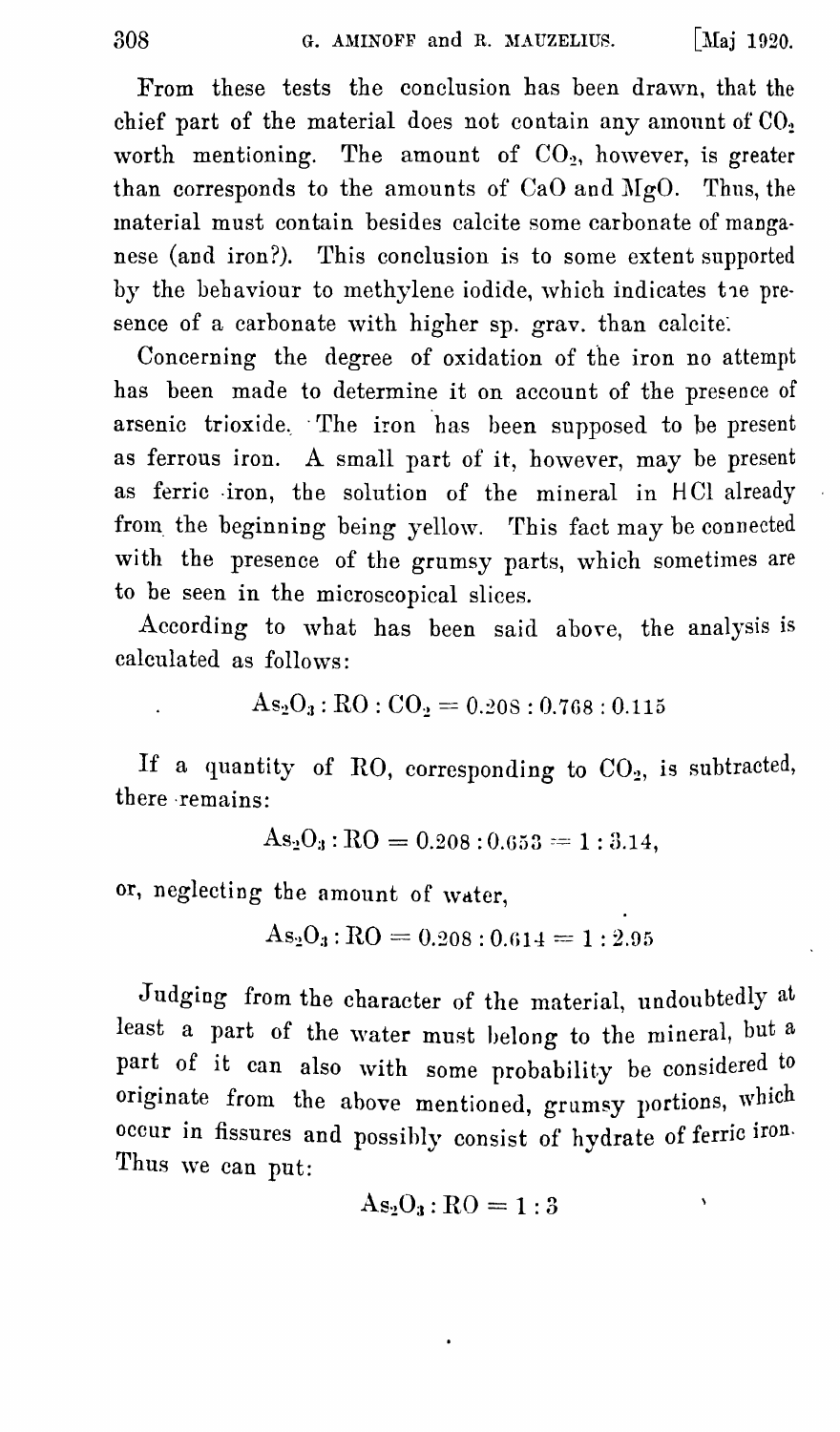From these tests the conclusion has been drawn, that the chief part of the material does not contain any amount of $CO_2$ worth mentioning. The amount of $CO_2$, however, is greater than corresponds to the amounts of CaO and MgO. Thus, the material must contain besides calcite some carbonate of manganese (and iron?). This conclusion is to some extent supported by the behaviour to methylene iodide, which indicates tne presence of a carbonate with higher sp. grav. than calcite.

Concerning the degree of oxidation of the iron no attempt has been made to determine it on account of the presence of arsenic trioxide. The iron has been supposed to be present as ferrous iron. A small part of it, however, may be present as ferric iron, the solution of the mineral in HCl already from the beginning being yellow. This fact may be connected with the presence of the grumsy parts, which sometimes are to be seen in the microscopical slices.

According to what has been said above, the analysis is calculated as follows:

$$As_2O_3 : RO : CO_2 = 0.208 : 0.768 : 0.115$$

If a quantity of RO, corresponding to $CO_2$, is subtracted, there remains:

$$As_2O_3 : RO = 0.208 : 0.653 = 1 : 3.14,$$

or, neglecting the amount of water,

$$As_2O_3 : RO = 0.208 : 0.614 = 1 : 2.95$$

Judging from the character of the material, undoubtedly at least a part of the water must belong to the mineral, but a part of it can also with some probability be considered to originate from the above mentioned, grumsy portions, which occur in fissures and possibly consist of hydrate of ferric iron. Thus we can put:

$$As_2O_3 : RO = 1 : 3$$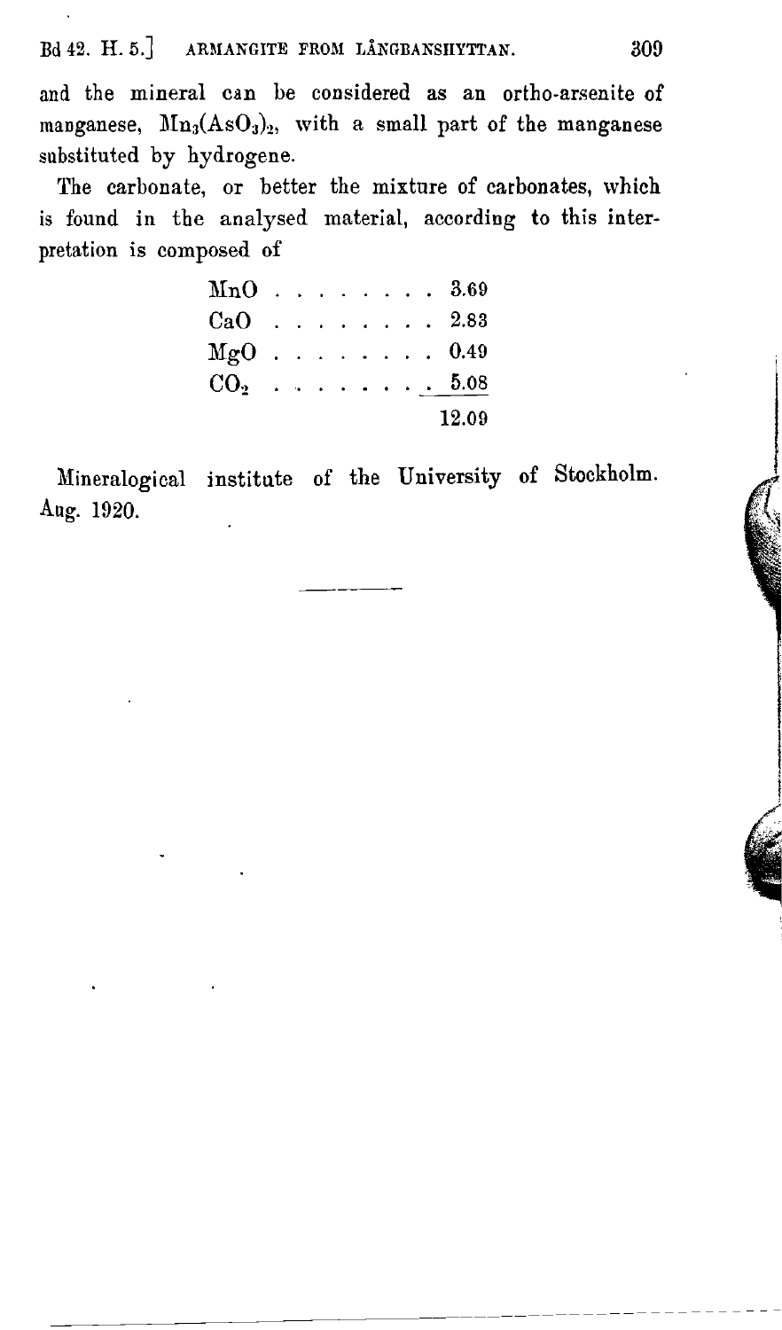and the mineral can be considered as an ortho-arsenite of manganese, $Mn_3(AsO_3)_2$, with a small part of the manganese substituted by hydrogene.

The carbonate, or better the mixture of carbonates, which is found in the analysed material, according to this interpretation is composed of

| | |
|---|---|
| MnO | 3.69 |
| CaO | 2.83 |
| MgO | 0.49 |
| $CO_2$ | 5.08 |
| | 12.09 |

Mineralogical institute of the University of Stockholm. Aug. 1920.